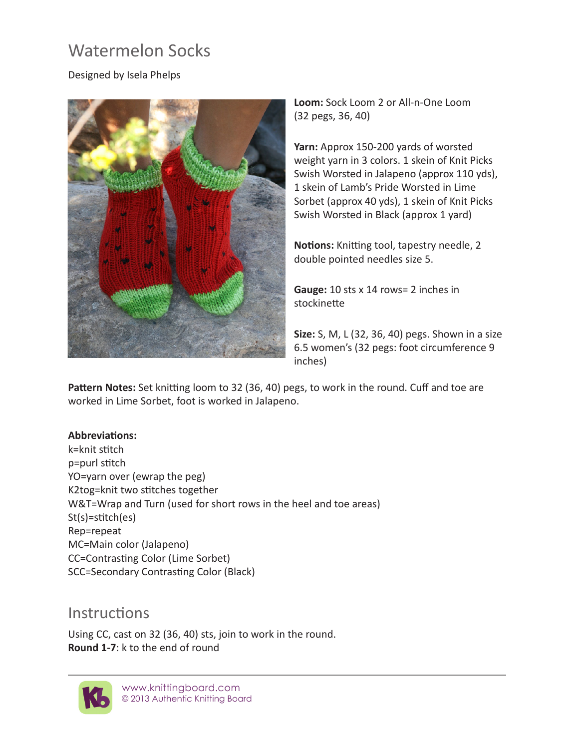# Watermelon Socks

Designed by Isela Phelps

**Loom:** Sock Loom 2 or All-n-One Loom (32 pegs, 36, 40)

**Yarn:** Approx 150-200 yards of worsted weight yarn in 3 colors. 1 skein of Knit Picks Swish Worsted in Jalapeno (approx 110 yds), 1 skein of Lamb's Pride Worsted in Lime Sorbet (approx 40 yds), 1 skein of Knit Picks Swish Worsted in Black (approx 1 yard)

**Notions:** Knitting tool, tapestry needle, 2 double pointed needles size 5.

**Gauge:** 10 sts x 14 rows= 2 inches in stockinette

**Size:** S, M, L (32, 36, 40) pegs. Shown in a size 6.5 women's (32 pegs: foot circumference 9 inches)

**Pattern Notes:** Set knitting loom to 32 (36, 40) pegs, to work in the round. Cuff and toe are worked in Lime Sorbet, foot is worked in Jalapeno.

**Abbreviations:**
k=knit stitch
p=purl stitch
YO=yarn over (ewrap the peg)
K2tog=knit two stitches together
W&T=Wrap and Turn (used for short rows in the heel and toe areas)
St(s)=stitch(es)
Rep=repeat
MC=Main color (Jalapeno)
CC=Contrasting Color (Lime Sorbet)
SCC=Secondary Contrasting Color (Black)

## Instructions

Using CC, cast on 32 (36, 40) sts, join to work in the round.
**Round 1-7**: k to the end of round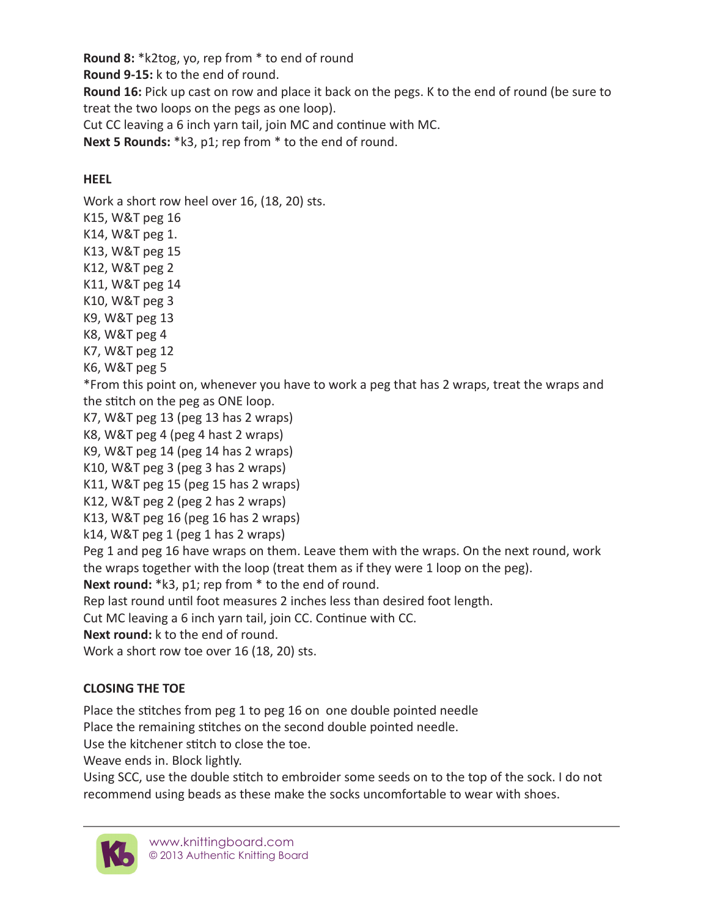**Round 8:** *k2tog, yo, rep from * to end of round

**Round 9-15:** k to the end of round.

**Round 16:** Pick up cast on row and place it back on the pegs. K to the end of round (be sure to treat the two loops on the pegs as one loop).

Cut CC leaving a 6 inch yarn tail, join MC and continue with MC.

**Next 5 Rounds:** *k3, p1; rep from * to the end of round.

**HEEL**

Work a short row heel over 16, (18, 20) sts.

K15, W&T peg 16

K14, W&T peg 1.

K13, W&T peg 15

K12, W&T peg 2

K11, W&T peg 14

K10, W&T peg 3

K9, W&T peg 13

K8, W&T peg 4

K7, W&T peg 12

K6, W&T peg 5

*From this point on, whenever you have to work a peg that has 2 wraps, treat the wraps and the stitch on the peg as ONE loop.

K7, W&T peg 13 (peg 13 has 2 wraps)

K8, W&T peg 4 (peg 4 hast 2 wraps)

K9, W&T peg 14 (peg 14 has 2 wraps)

K10, W&T peg 3 (peg 3 has 2 wraps)

K11, W&T peg 15 (peg 15 has 2 wraps)

K12, W&T peg 2 (peg 2 has 2 wraps)

K13, W&T peg 16 (peg 16 has 2 wraps)

k14, W&T peg 1 (peg 1 has 2 wraps)

Peg 1 and peg 16 have wraps on them. Leave them with the wraps. On the next round, work the wraps together with the loop (treat them as if they were 1 loop on the peg).

**Next round:** *k3, p1; rep from * to the end of round.

Rep last round until foot measures 2 inches less than desired foot length.

Cut MC leaving a 6 inch yarn tail, join CC. Continue with CC.

**Next round:** k to the end of round.

Work a short row toe over 16 (18, 20) sts.

**CLOSING THE TOE**

Place the stitches from peg 1 to peg 16 on one double pointed needle

Place the remaining stitches on the second double pointed needle.

Use the kitchener stitch to close the toe.

Weave ends in. Block lightly.

Using SCC, use the double stitch to embroider some seeds on to the top of the sock. I do not recommend using beads as these make the socks uncomfortable to wear with shoes.